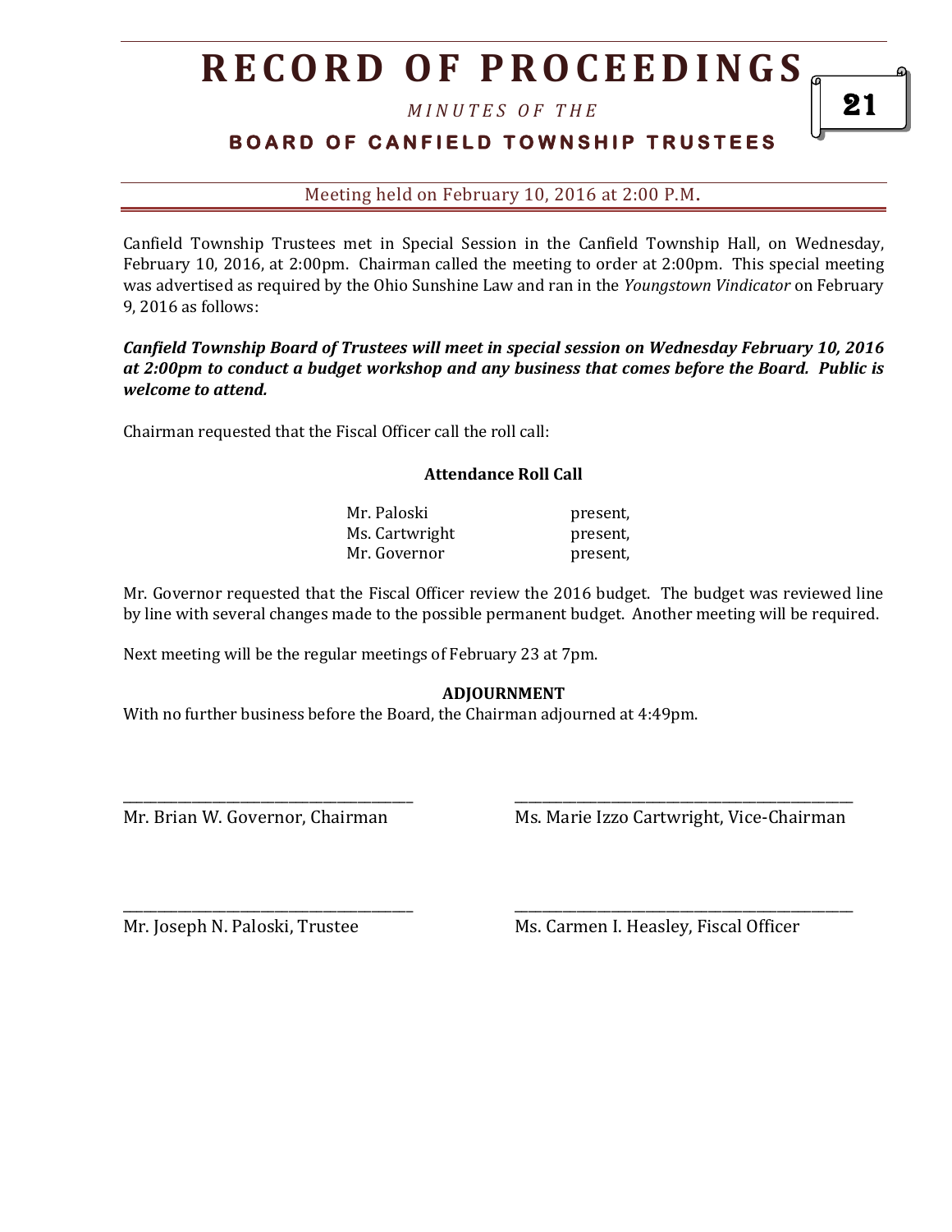# RECORD OF PROCEEDINGS

*MINUTES OF THE*

## BOARD OF CANFIELD TOWNSHIP TRUSTEES

Meeting held on February 10, 2016 at 2:00 P.M.

Canfield Township Trustees met in Special Session in the Canfield Township Hall, on Wednesday, February 10, 2016, at 2:00pm. Chairman called the meeting to order at 2:00pm. This special meeting was advertised as required by the Ohio Sunshine Law and ran in the *Youngstown Vindicator* on February 9, 2016 as follows:

***Canfield Township Board of Trustees will meet in special session on Wednesday February 10, 2016 at 2:00pm to conduct a budget workshop and any business that comes before the Board. Public is welcome to attend.***

Chairman requested that the Fiscal Officer call the roll call:

**Attendance Roll Call**

| | |
|---|---|
| Mr. Paloski | present, |
| Ms. Cartwright | present, |
| Mr. Governor | present, |

Mr. Governor requested that the Fiscal Officer review the 2016 budget. The budget was reviewed line by line with several changes made to the possible permanent budget. Another meeting will be required.

Next meeting will be the regular meetings of February 23 at 7pm.

**ADJOURNMENT**

With no further business before the Board, the Chairman adjourned at 4:49pm.

\_\_\_\_\_\_\_\_\_\_\_\_\_\_\_\_\_\_\_\_\_\_\_\_\_\_\_\_\_\_\_\_\_\_\_\_\_\_\_\_
Mr. Brian W. Governor, Chairman

\_\_\_\_\_\_\_\_\_\_\_\_\_\_\_\_\_\_\_\_\_\_\_\_\_\_\_\_\_\_\_\_\_\_\_\_\_\_\_\_
Ms. Marie Izzo Cartwright, Vice-Chairman

\_\_\_\_\_\_\_\_\_\_\_\_\_\_\_\_\_\_\_\_\_\_\_\_\_\_\_\_\_\_\_\_\_\_\_\_\_\_\_\_
Mr. Joseph N. Paloski, Trustee

\_\_\_\_\_\_\_\_\_\_\_\_\_\_\_\_\_\_\_\_\_\_\_\_\_\_\_\_\_\_\_\_\_\_\_\_\_\_\_\_
Ms. Carmen I. Heasley, Fiscal Officer